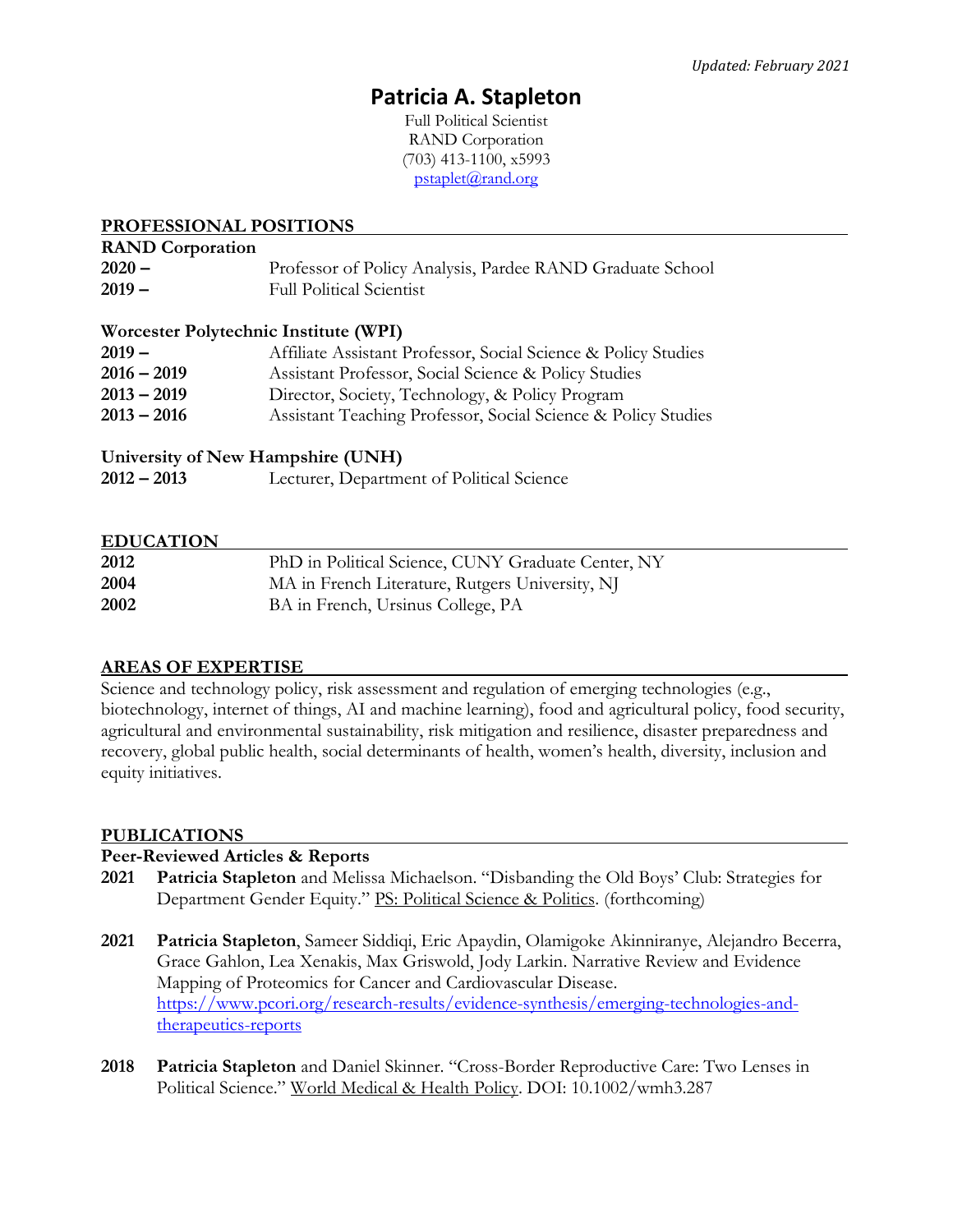*Updated: February 2021*

# Patricia A. Stapleton

Full Political Scientist
RAND Corporation
(703) 413-1100, x5993
pstaplet@rand.org

## PROFESSIONAL POSITIONS

**RAND Corporation**

**2020 –** Professor of Policy Analysis, Pardee RAND Graduate School
**2019 –** Full Political Scientist

**Worcester Polytechnic Institute (WPI)**

**2019 –** Affiliate Assistant Professor, Social Science & Policy Studies
**2016 – 2019** Assistant Professor, Social Science & Policy Studies
**2013 – 2019** Director, Society, Technology, & Policy Program
**2013 – 2016** Assistant Teaching Professor, Social Science & Policy Studies

**University of New Hampshire (UNH)**

**2012 – 2013** Lecturer, Department of Political Science

## EDUCATION

**2012** PhD in Political Science, CUNY Graduate Center, NY
**2004** MA in French Literature, Rutgers University, NJ
**2002** BA in French, Ursinus College, PA

## AREAS OF EXPERTISE

Science and technology policy, risk assessment and regulation of emerging technologies (e.g., biotechnology, internet of things, AI and machine learning), food and agricultural policy, food security, agricultural and environmental sustainability, risk mitigation and resilience, disaster preparedness and recovery, global public health, social determinants of health, women's health, diversity, inclusion and equity initiatives.

## PUBLICATIONS

### Peer-Reviewed Articles & Reports

**2021** **Patricia Stapleton** and Melissa Michaelson. "Disbanding the Old Boys' Club: Strategies for Department Gender Equity." PS: Political Science & Politics. (forthcoming)

**2021** **Patricia Stapleton**, Sameer Siddiqi, Eric Apaydin, Olamigoke Akinniranye, Alejandro Becerra, Grace Gahlon, Lea Xenakis, Max Griswold, Jody Larkin. Narrative Review and Evidence Mapping of Proteomics for Cancer and Cardiovascular Disease. https://www.pcori.org/research-results/evidence-synthesis/emerging-technologies-and-therapeutics-reports

**2018** **Patricia Stapleton** and Daniel Skinner. "Cross-Border Reproductive Care: Two Lenses in Political Science." World Medical & Health Policy. DOI: 10.1002/wmh3.287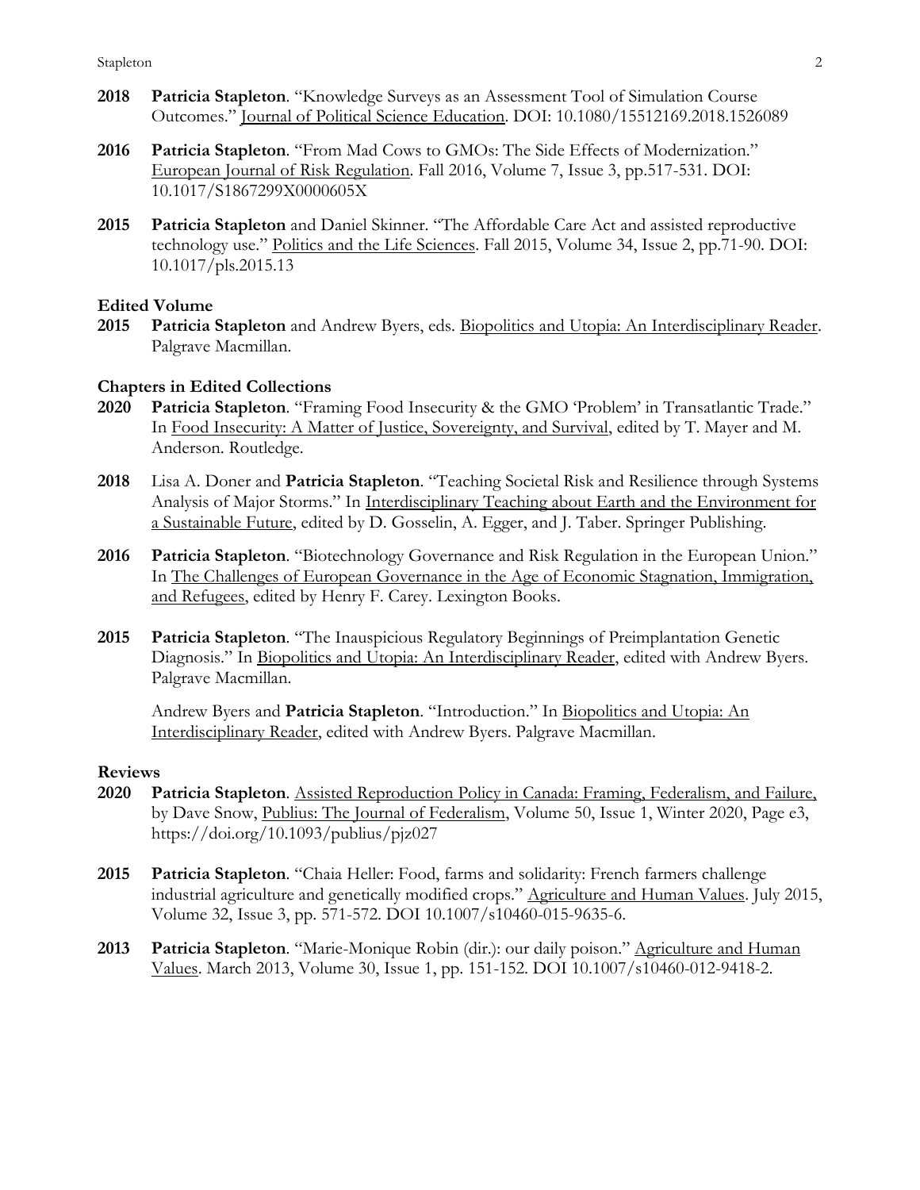**2018** **Patricia Stapleton**. "Knowledge Surveys as an Assessment Tool of Simulation Course Outcomes." Journal of Political Science Education. DOI: 10.1080/15512169.2018.1526089

**2016** **Patricia Stapleton**. "From Mad Cows to GMOs: The Side Effects of Modernization." European Journal of Risk Regulation. Fall 2016, Volume 7, Issue 3, pp.517-531. DOI: 10.1017/S1867299X0000605X

**2015** **Patricia Stapleton** and Daniel Skinner. "The Affordable Care Act and assisted reproductive technology use." Politics and the Life Sciences. Fall 2015, Volume 34, Issue 2, pp.71-90. DOI: 10.1017/pls.2015.13

### Edited Volume

**2015** **Patricia Stapleton** and Andrew Byers, eds. Biopolitics and Utopia: An Interdisciplinary Reader. Palgrave Macmillan.

### Chapters in Edited Collections

**2020** **Patricia Stapleton**. "Framing Food Insecurity & the GMO 'Problem' in Transatlantic Trade." In Food Insecurity: A Matter of Justice, Sovereignty, and Survival, edited by T. Mayer and M. Anderson. Routledge.

**2018** Lisa A. Doner and **Patricia Stapleton**. "Teaching Societal Risk and Resilience through Systems Analysis of Major Storms." In Interdisciplinary Teaching about Earth and the Environment for a Sustainable Future, edited by D. Gosselin, A. Egger, and J. Taber. Springer Publishing.

**2016** **Patricia Stapleton**. "Biotechnology Governance and Risk Regulation in the European Union." In The Challenges of European Governance in the Age of Economic Stagnation, Immigration, and Refugees, edited by Henry F. Carey. Lexington Books.

**2015** **Patricia Stapleton**. "The Inauspicious Regulatory Beginnings of Preimplantation Genetic Diagnosis." In Biopolitics and Utopia: An Interdisciplinary Reader, edited with Andrew Byers. Palgrave Macmillan.

Andrew Byers and **Patricia Stapleton**. "Introduction." In Biopolitics and Utopia: An Interdisciplinary Reader, edited with Andrew Byers. Palgrave Macmillan.

### Reviews

**2020** **Patricia Stapleton**. Assisted Reproduction Policy in Canada: Framing, Federalism, and Failure, by Dave Snow, Publius: The Journal of Federalism, Volume 50, Issue 1, Winter 2020, Page e3, https://doi.org/10.1093/publius/pjz027

**2015** **Patricia Stapleton**. "Chaia Heller: Food, farms and solidarity: French farmers challenge industrial agriculture and genetically modified crops." Agriculture and Human Values. July 2015, Volume 32, Issue 3, pp. 571-572. DOI 10.1007/s10460-015-9635-6.

**2013** **Patricia Stapleton**. "Marie-Monique Robin (dir.): our daily poison." Agriculture and Human Values. March 2013, Volume 30, Issue 1, pp. 151-152. DOI 10.1007/s10460-012-9418-2.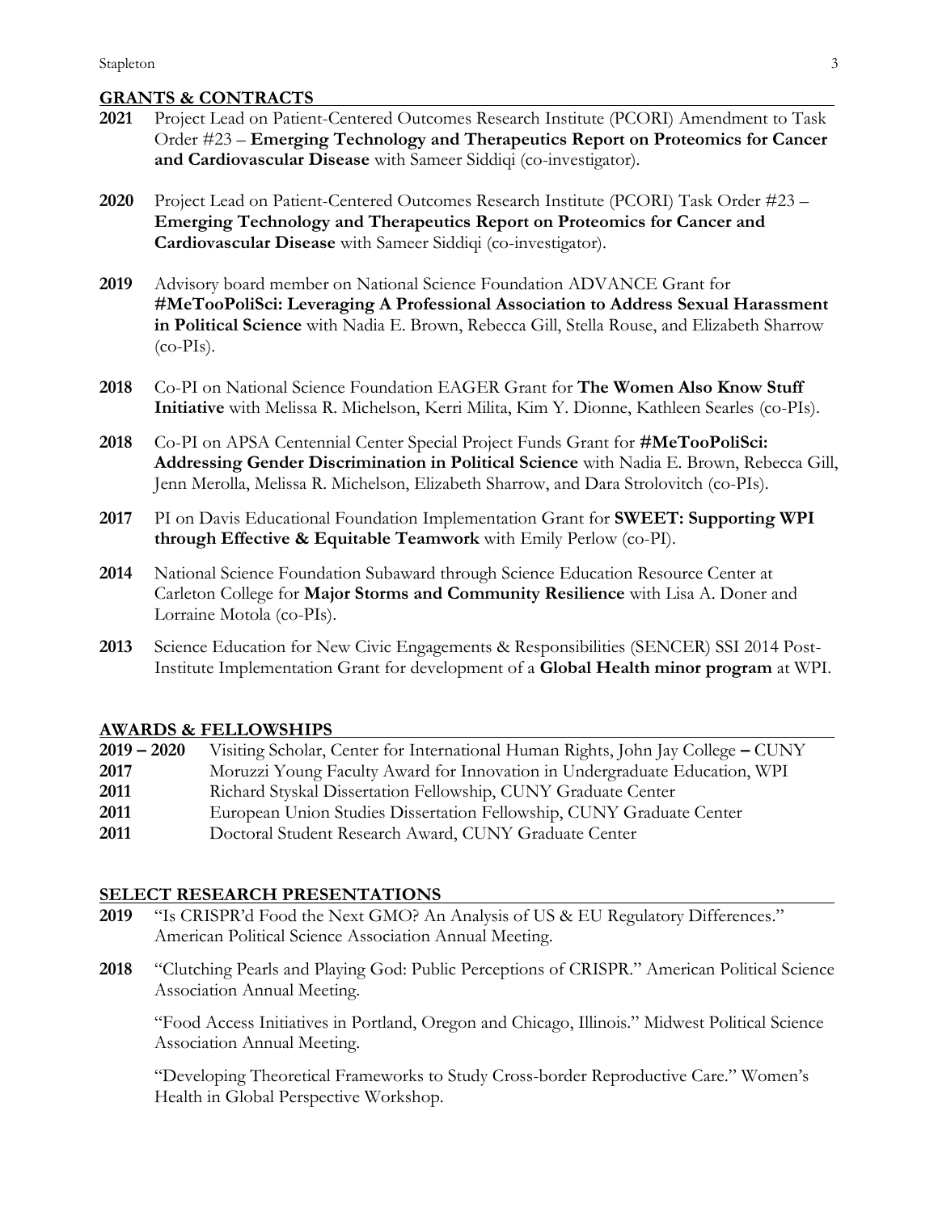## GRANTS & CONTRACTS

**2021** Project Lead on Patient-Centered Outcomes Research Institute (PCORI) Amendment to Task Order #23 – **Emerging Technology and Therapeutics Report on Proteomics for Cancer and Cardiovascular Disease** with Sameer Siddiqi (co-investigator).

**2020** Project Lead on Patient-Centered Outcomes Research Institute (PCORI) Task Order #23 – **Emerging Technology and Therapeutics Report on Proteomics for Cancer and Cardiovascular Disease** with Sameer Siddiqi (co-investigator).

**2019** Advisory board member on National Science Foundation ADVANCE Grant for **#MeTooPoliSci: Leveraging A Professional Association to Address Sexual Harassment in Political Science** with Nadia E. Brown, Rebecca Gill, Stella Rouse, and Elizabeth Sharrow (co-PIs).

**2018** Co-PI on National Science Foundation EAGER Grant for **The Women Also Know Stuff Initiative** with Melissa R. Michelson, Kerri Milita, Kim Y. Dionne, Kathleen Searles (co-PIs).

**2018** Co-PI on APSA Centennial Center Special Project Funds Grant for **#MeTooPoliSci: Addressing Gender Discrimination in Political Science** with Nadia E. Brown, Rebecca Gill, Jenn Merolla, Melissa R. Michelson, Elizabeth Sharrow, and Dara Strolovitch (co-PIs).

**2017** PI on Davis Educational Foundation Implementation Grant for **SWEET: Supporting WPI through Effective & Equitable Teamwork** with Emily Perlow (co-PI).

**2014** National Science Foundation Subaward through Science Education Resource Center at Carleton College for **Major Storms and Community Resilience** with Lisa A. Doner and Lorraine Motola (co-PIs).

**2013** Science Education for New Civic Engagements & Responsibilities (SENCER) SSI 2014 Post-Institute Implementation Grant for development of a **Global Health minor program** at WPI.

## AWARDS & FELLOWSHIPS

**2019 – 2020** Visiting Scholar, Center for International Human Rights, John Jay College – CUNY
**2017** Moruzzi Young Faculty Award for Innovation in Undergraduate Education, WPI
**2011** Richard Styskal Dissertation Fellowship, CUNY Graduate Center
**2011** European Union Studies Dissertation Fellowship, CUNY Graduate Center
**2011** Doctoral Student Research Award, CUNY Graduate Center

## SELECT RESEARCH PRESENTATIONS

**2019** "Is CRISPR'd Food the Next GMO? An Analysis of US & EU Regulatory Differences." American Political Science Association Annual Meeting.

**2018** "Clutching Pearls and Playing God: Public Perceptions of CRISPR." American Political Science Association Annual Meeting.

"Food Access Initiatives in Portland, Oregon and Chicago, Illinois." Midwest Political Science Association Annual Meeting.

"Developing Theoretical Frameworks to Study Cross-border Reproductive Care." Women's Health in Global Perspective Workshop.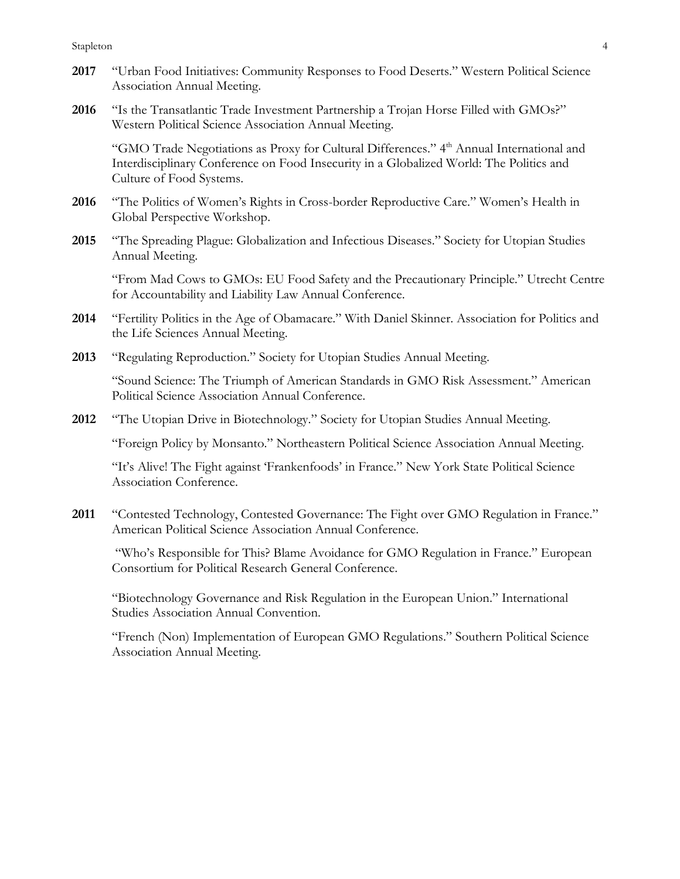**2017** "Urban Food Initiatives: Community Responses to Food Deserts." Western Political Science Association Annual Meeting.

**2016** "Is the Transatlantic Trade Investment Partnership a Trojan Horse Filled with GMOs?" Western Political Science Association Annual Meeting.

"GMO Trade Negotiations as Proxy for Cultural Differences." 4th Annual International and Interdisciplinary Conference on Food Insecurity in a Globalized World: The Politics and Culture of Food Systems.

**2016** "The Politics of Women's Rights in Cross-border Reproductive Care." Women's Health in Global Perspective Workshop.

**2015** "The Spreading Plague: Globalization and Infectious Diseases." Society for Utopian Studies Annual Meeting.

"From Mad Cows to GMOs: EU Food Safety and the Precautionary Principle." Utrecht Centre for Accountability and Liability Law Annual Conference.

**2014** "Fertility Politics in the Age of Obamacare." With Daniel Skinner. Association for Politics and the Life Sciences Annual Meeting.

**2013** "Regulating Reproduction." Society for Utopian Studies Annual Meeting.

"Sound Science: The Triumph of American Standards in GMO Risk Assessment." American Political Science Association Annual Conference.

**2012** "The Utopian Drive in Biotechnology." Society for Utopian Studies Annual Meeting.

"Foreign Policy by Monsanto." Northeastern Political Science Association Annual Meeting.

"It's Alive! The Fight against 'Frankenfoods' in France." New York State Political Science Association Conference.

**2011** "Contested Technology, Contested Governance: The Fight over GMO Regulation in France." American Political Science Association Annual Conference.

"Who's Responsible for This? Blame Avoidance for GMO Regulation in France." European Consortium for Political Research General Conference.

"Biotechnology Governance and Risk Regulation in the European Union." International Studies Association Annual Convention.

"French (Non) Implementation of European GMO Regulations." Southern Political Science Association Annual Meeting.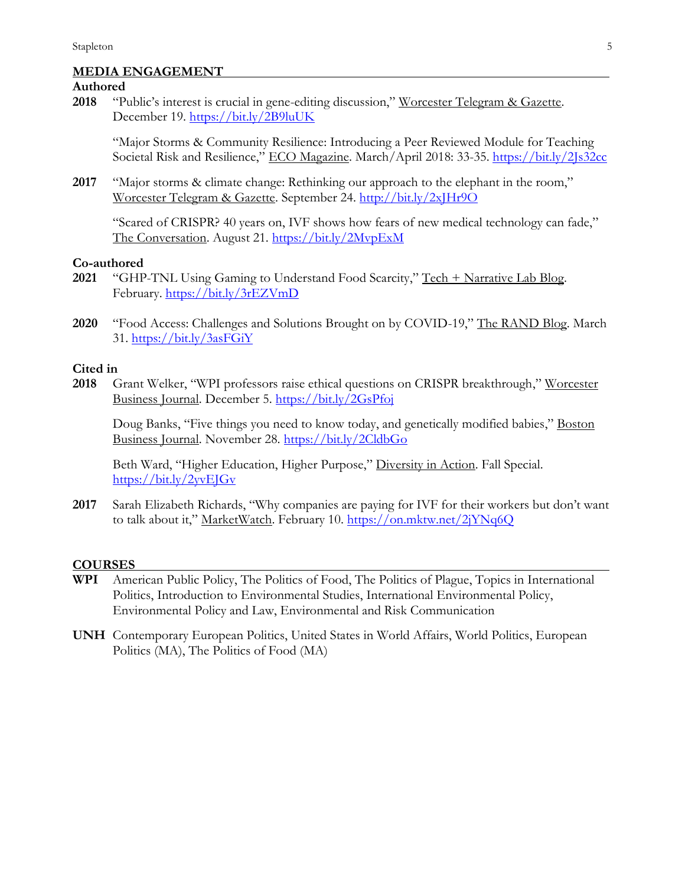## MEDIA ENGAGEMENT

### Authored

**2018** "Public's interest is crucial in gene-editing discussion," Worcester Telegram & Gazette. December 19. https://bit.ly/2B9luUK

"Major Storms & Community Resilience: Introducing a Peer Reviewed Module for Teaching Societal Risk and Resilience," ECO Magazine. March/April 2018: 33-35. https://bit.ly/2Js32cc

**2017** "Major storms & climate change: Rethinking our approach to the elephant in the room," Worcester Telegram & Gazette. September 24. http://bit.ly/2xJHr9O

"Scared of CRISPR? 40 years on, IVF shows how fears of new medical technology can fade," The Conversation. August 21. https://bit.ly/2MvpExM

### Co-authored

**2021** "GHP-TNL Using Gaming to Understand Food Scarcity," Tech + Narrative Lab Blog. February. https://bit.ly/3rEZVmD

**2020** "Food Access: Challenges and Solutions Brought on by COVID-19," The RAND Blog. March 31. https://bit.ly/3asFGiY

### Cited in

**2018** Grant Welker, "WPI professors raise ethical questions on CRISPR breakthrough," Worcester Business Journal. December 5. https://bit.ly/2GsPfoj

Doug Banks, "Five things you need to know today, and genetically modified babies," Boston Business Journal. November 28. https://bit.ly/2CldbGo

Beth Ward, "Higher Education, Higher Purpose," Diversity in Action. Fall Special. https://bit.ly/2yvEJGv

**2017** Sarah Elizabeth Richards, "Why companies are paying for IVF for their workers but don't want to talk about it," MarketWatch. February 10. https://on.mktw.net/2jYNq6Q

## COURSES

**WPI** American Public Policy, The Politics of Food, The Politics of Plague, Topics in International Politics, Introduction to Environmental Studies, International Environmental Policy, Environmental Policy and Law, Environmental and Risk Communication

**UNH** Contemporary European Politics, United States in World Affairs, World Politics, European Politics (MA), The Politics of Food (MA)